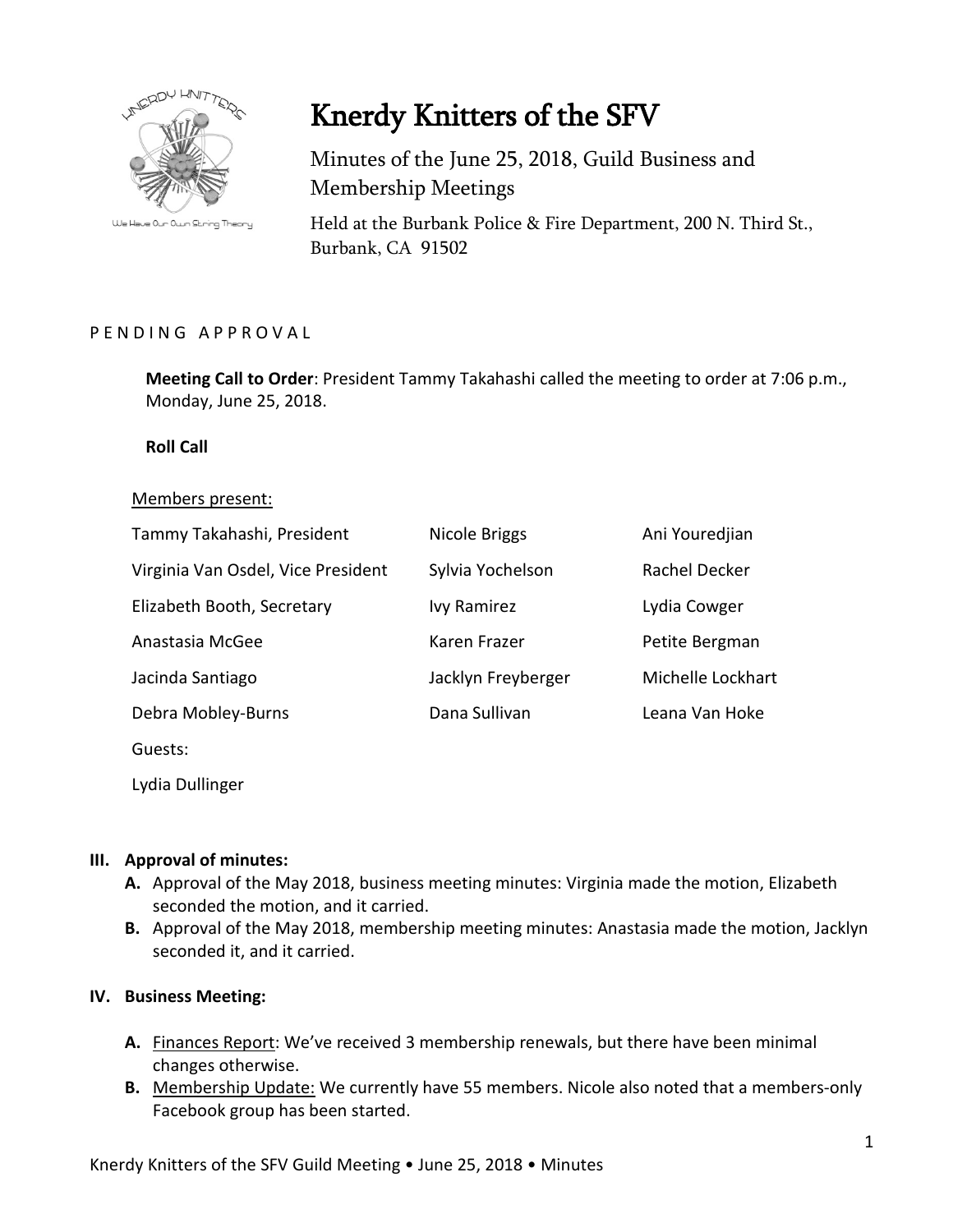# Knerdy Knitters of the SFV

Minutes of the June 25, 2018, Guild Business and Membership Meetings

Held at the Burbank Police & Fire Department, 200 N. Third St., Burbank, CA 91502

P E N D I N G   A P P R O V A L

**Meeting Call to Order**: President Tammy Takahashi called the meeting to order at 7:06 p.m., Monday, June 25, 2018.

**Roll Call**

Members present:

| | | |
|---|---|---|
| Tammy Takahashi, President | Nicole Briggs | Ani Youredjian |
| Virginia Van Osdel, Vice President | Sylvia Yochelson | Rachel Decker |
| Elizabeth Booth, Secretary | Ivy Ramirez | Lydia Cowger |
| Anastasia McGee | Karen Frazer | Petite Bergman |
| Jacinda Santiago | Jacklyn Freyberger | Michelle Lockhart |
| Debra Mobley-Burns | Dana Sullivan | Leana Van Hoke |

Guests:

Lydia Dullinger

## III. Approval of minutes:

- **A.** Approval of the May 2018, business meeting minutes: Virginia made the motion, Elizabeth seconded the motion, and it carried.
- **B.** Approval of the May 2018, membership meeting minutes: Anastasia made the motion, Jacklyn seconded it, and it carried.

## IV. Business Meeting:

- **A.** Finances Report: We've received 3 membership renewals, but there have been minimal changes otherwise.
- **B.** Membership Update: We currently have 55 members. Nicole also noted that a members-only Facebook group has been started.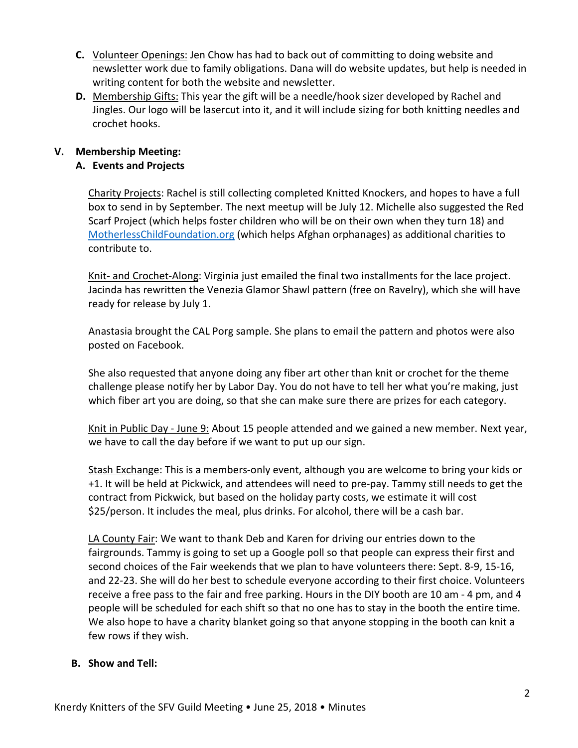C. Volunteer Openings: Jen Chow has had to back out of committing to doing website and newsletter work due to family obligations. Dana will do website updates, but help is needed in writing content for both the website and newsletter.

D. Membership Gifts: This year the gift will be a needle/hook sizer developed by Rachel and Jingles. Our logo will be lasercut into it, and it will include sizing for both knitting needles and crochet hooks.

## V. Membership Meeting:

### A. Events and Projects

Charity Projects: Rachel is still collecting completed Knitted Knockers, and hopes to have a full box to send in by September. The next meetup will be July 12. Michelle also suggested the Red Scarf Project (which helps foster children who will be on their own when they turn 18) and MotherlessChildFoundation.org (which helps Afghan orphanages) as additional charities to contribute to.

Knit- and Crochet-Along: Virginia just emailed the final two installments for the lace project. Jacinda has rewritten the Venezia Glamor Shawl pattern (free on Ravelry), which she will have ready for release by July 1.

Anastasia brought the CAL Porg sample. She plans to email the pattern and photos were also posted on Facebook.

She also requested that anyone doing any fiber art other than knit or crochet for the theme challenge please notify her by Labor Day. You do not have to tell her what you're making, just which fiber art you are doing, so that she can make sure there are prizes for each category.

Knit in Public Day - June 9: About 15 people attended and we gained a new member. Next year, we have to call the day before if we want to put up our sign.

Stash Exchange: This is a members-only event, although you are welcome to bring your kids or +1. It will be held at Pickwick, and attendees will need to pre-pay. Tammy still needs to get the contract from Pickwick, but based on the holiday party costs, we estimate it will cost $25/person. It includes the meal, plus drinks. For alcohol, there will be a cash bar.

LA County Fair: We want to thank Deb and Karen for driving our entries down to the fairgrounds. Tammy is going to set up a Google poll so that people can express their first and second choices of the Fair weekends that we plan to have volunteers there: Sept. 8-9, 15-16, and 22-23. She will do her best to schedule everyone according to their first choice. Volunteers receive a free pass to the fair and free parking. Hours in the DIY booth are 10 am - 4 pm, and 4 people will be scheduled for each shift so that no one has to stay in the booth the entire time. We also hope to have a charity blanket going so that anyone stopping in the booth can knit a few rows if they wish.

### B. Show and Tell: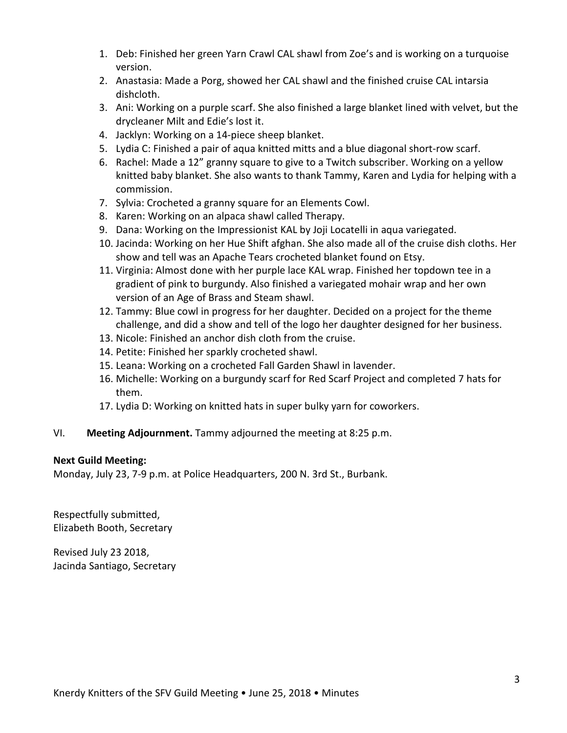1. Deb: Finished her green Yarn Crawl CAL shawl from Zoe's and is working on a turquoise version.
2. Anastasia: Made a Porg, showed her CAL shawl and the finished cruise CAL intarsia dishcloth.
3. Ani: Working on a purple scarf. She also finished a large blanket lined with velvet, but the drycleaner Milt and Edie's lost it.
4. Jacklyn: Working on a 14-piece sheep blanket.
5. Lydia C: Finished a pair of aqua knitted mitts and a blue diagonal short-row scarf.
6. Rachel: Made a 12" granny square to give to a Twitch subscriber. Working on a yellow knitted baby blanket. She also wants to thank Tammy, Karen and Lydia for helping with a commission.
7. Sylvia: Crocheted a granny square for an Elements Cowl.
8. Karen: Working on an alpaca shawl called Therapy.
9. Dana: Working on the Impressionist KAL by Joji Locatelli in aqua variegated.
10. Jacinda: Working on her Hue Shift afghan. She also made all of the cruise dish cloths. Her show and tell was an Apache Tears crocheted blanket found on Etsy.
11. Virginia: Almost done with her purple lace KAL wrap. Finished her topdown tee in a gradient of pink to burgundy. Also finished a variegated mohair wrap and her own version of an Age of Brass and Steam shawl.
12. Tammy: Blue cowl in progress for her daughter. Decided on a project for the theme challenge, and did a show and tell of the logo her daughter designed for her business.
13. Nicole: Finished an anchor dish cloth from the cruise.
14. Petite: Finished her sparkly crocheted shawl.
15. Leana: Working on a crocheted Fall Garden Shawl in lavender.
16. Michelle: Working on a burgundy scarf for Red Scarf Project and completed 7 hats for them.
17. Lydia D: Working on knitted hats in super bulky yarn for coworkers.

VI. **Meeting Adjournment.** Tammy adjourned the meeting at 8:25 p.m.

**Next Guild Meeting:**
Monday, July 23, 7-9 p.m. at Police Headquarters, 200 N. 3rd St., Burbank.

Respectfully submitted,
Elizabeth Booth, Secretary

Revised July 23 2018,
Jacinda Santiago, Secretary